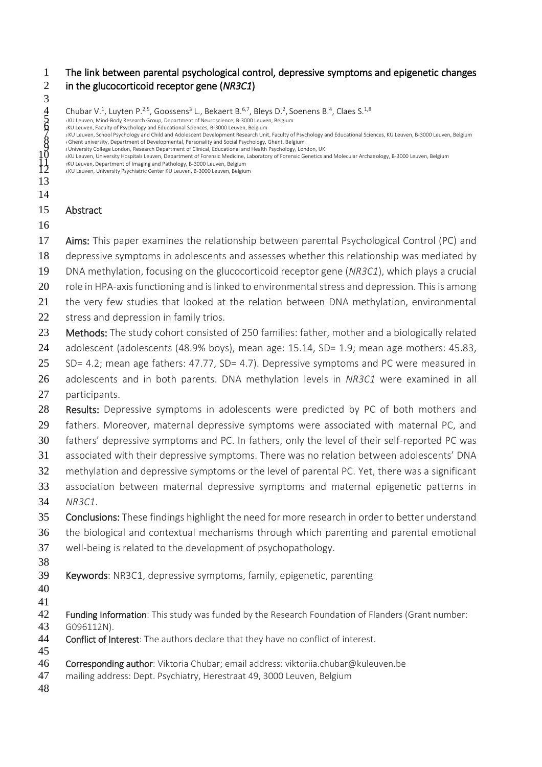# The link between parental psychological control, depressive symptoms and epigenetic changes in the glucocorticoid receptor gene (*NR3C1*)

Chubar V.[1], Luyten P.[2,5], Goossens[3] L., Bekaert B.[6,7], Bleys D.[2], Soenens B.[4], Claes S.[1,8]

[1] KU Leuven, Mind-Body Research Group, Department of Neuroscience, B-3000 Leuven, Belgium
[2] KU Leuven, Faculty of Psychology and Educational Sciences, B-3000 Leuven, Belgium
[3] KU Leuven, School Psychology and Child and Adolescent Development Research Unit, Faculty of Psychology and Educational Sciences, KU Leuven, B-3000 Leuven, Belgium
[4] Ghent university, Department of Developmental, Personality and Social Psychology, Ghent, Belgium
[5] University College London, Research Department of Clinical, Educational and Health Psychology, London, UK
[6] KU Leuven, University Hospitals Leuven, Department of Forensic Medicine, Laboratory of Forensic Genetics and Molecular Archaeology, B-3000 Leuven, Belgium
[7] KU Leuven, Department of Imaging and Pathology, B-3000 Leuven, Belgium
[8] KU Leuven, University Psychiatric Center KU Leuven, B-3000 Leuven, Belgium

## Abstract

**Aims:** This paper examines the relationship between parental Psychological Control (PC) and depressive symptoms in adolescents and assesses whether this relationship was mediated by DNA methylation, focusing on the glucocorticoid receptor gene (*NR3C1*), which plays a crucial role in HPA-axis functioning and is linked to environmental stress and depression. This is among the very few studies that looked at the relation between DNA methylation, environmental stress and depression in family trios.

**Methods:** The study cohort consisted of 250 families: father, mother and a biologically related adolescent (adolescents (48.9% boys), mean age: 15.14, SD= 1.9; mean age mothers: 45.83, SD= 4.2; mean age fathers: 47.77, SD= 4.7). Depressive symptoms and PC were measured in adolescents and in both parents. DNA methylation levels in *NR3C1* were examined in all participants.

**Results:** Depressive symptoms in adolescents were predicted by PC of both mothers and fathers. Moreover, maternal depressive symptoms were associated with maternal PC, and fathers' depressive symptoms and PC. In fathers, only the level of their self-reported PC was associated with their depressive symptoms. There was no relation between adolescents' DNA methylation and depressive symptoms or the level of parental PC. Yet, there was a significant association between maternal depressive symptoms and maternal epigenetic patterns in *NR3C1*.

**Conclusions:** These findings highlight the need for more research in order to better understand the biological and contextual mechanisms through which parenting and parental emotional well-being is related to the development of psychopathology.

**Keywords**: NR3C1, depressive symptoms, family, epigenetic, parenting

**Funding Information**: This study was funded by the Research Foundation of Flanders (Grant number: G096112N).

**Conflict of Interest**: The authors declare that they have no conflict of interest.

**Corresponding author**: Viktoria Chubar; email address: viktoriia.chubar@kuleuven.be
mailing address: Dept. Psychiatry, Herestraat 49, 3000 Leuven, Belgium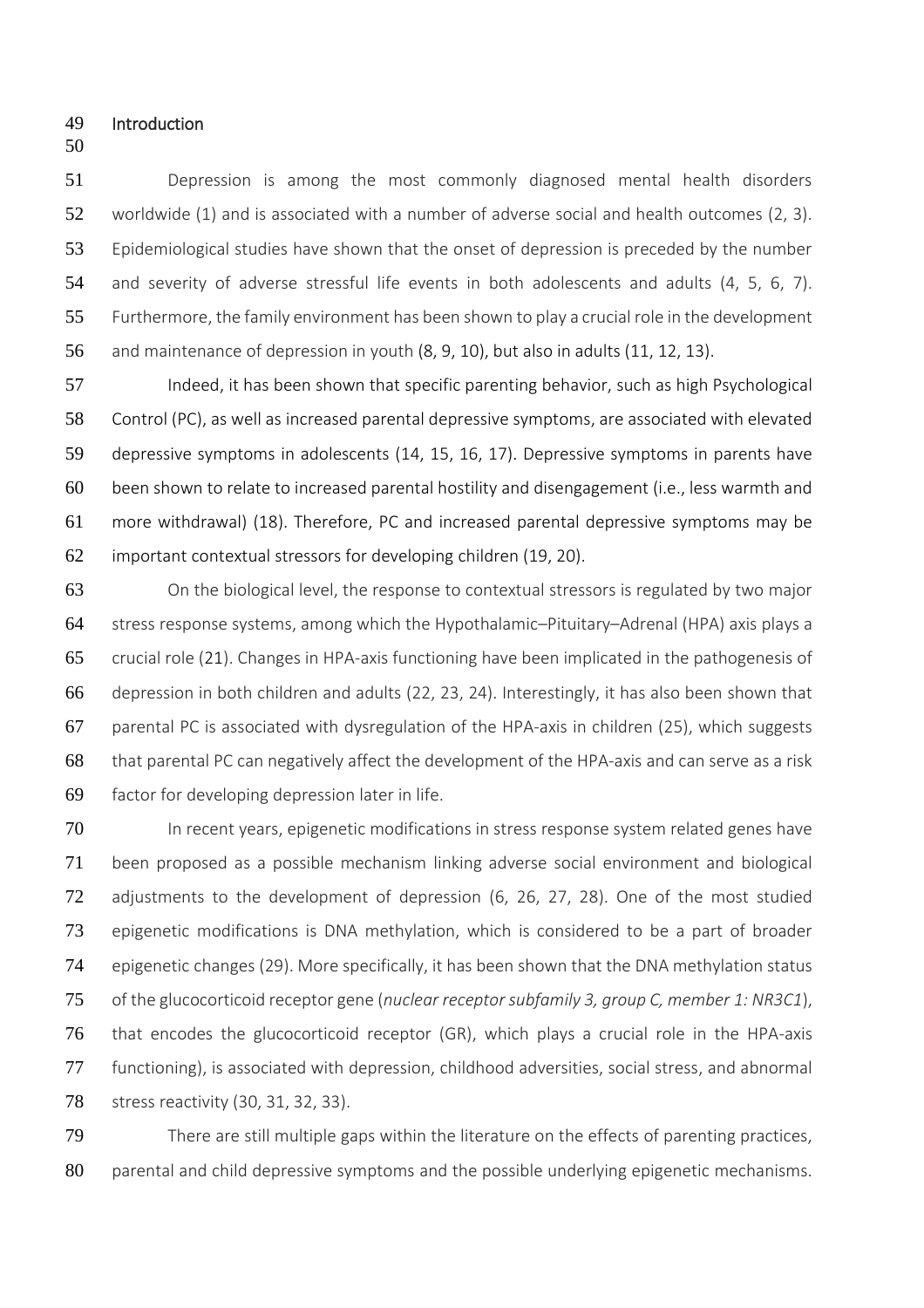## Introduction

Depression is among the most commonly diagnosed mental health disorders worldwide (1) and is associated with a number of adverse social and health outcomes (2, 3). Epidemiological studies have shown that the onset of depression is preceded by the number and severity of adverse stressful life events in both adolescents and adults (4, 5, 6, 7). Furthermore, the family environment has been shown to play a crucial role in the development and maintenance of depression in youth (8, 9, 10), but also in adults (11, 12, 13).

Indeed, it has been shown that specific parenting behavior, such as high Psychological Control (PC), as well as increased parental depressive symptoms, are associated with elevated depressive symptoms in adolescents (14, 15, 16, 17). Depressive symptoms in parents have been shown to relate to increased parental hostility and disengagement (i.e., less warmth and more withdrawal) (18). Therefore, PC and increased parental depressive symptoms may be important contextual stressors for developing children (19, 20).

On the biological level, the response to contextual stressors is regulated by two major stress response systems, among which the Hypothalamic–Pituitary–Adrenal (HPA) axis plays a crucial role (21). Changes in HPA-axis functioning have been implicated in the pathogenesis of depression in both children and adults (22, 23, 24). Interestingly, it has also been shown that parental PC is associated with dysregulation of the HPA-axis in children (25), which suggests that parental PC can negatively affect the development of the HPA-axis and can serve as a risk factor for developing depression later in life.

In recent years, epigenetic modifications in stress response system related genes have been proposed as a possible mechanism linking adverse social environment and biological adjustments to the development of depression (6, 26, 27, 28). One of the most studied epigenetic modifications is DNA methylation, which is considered to be a part of broader epigenetic changes (29). More specifically, it has been shown that the DNA methylation status of the glucocorticoid receptor gene (*nuclear receptor subfamily 3, group C, member 1: NR3C1*), that encodes the glucocorticoid receptor (GR), which plays a crucial role in the HPA-axis functioning), is associated with depression, childhood adversities, social stress, and abnormal stress reactivity (30, 31, 32, 33).

There are still multiple gaps within the literature on the effects of parenting practices, parental and child depressive symptoms and the possible underlying epigenetic mechanisms.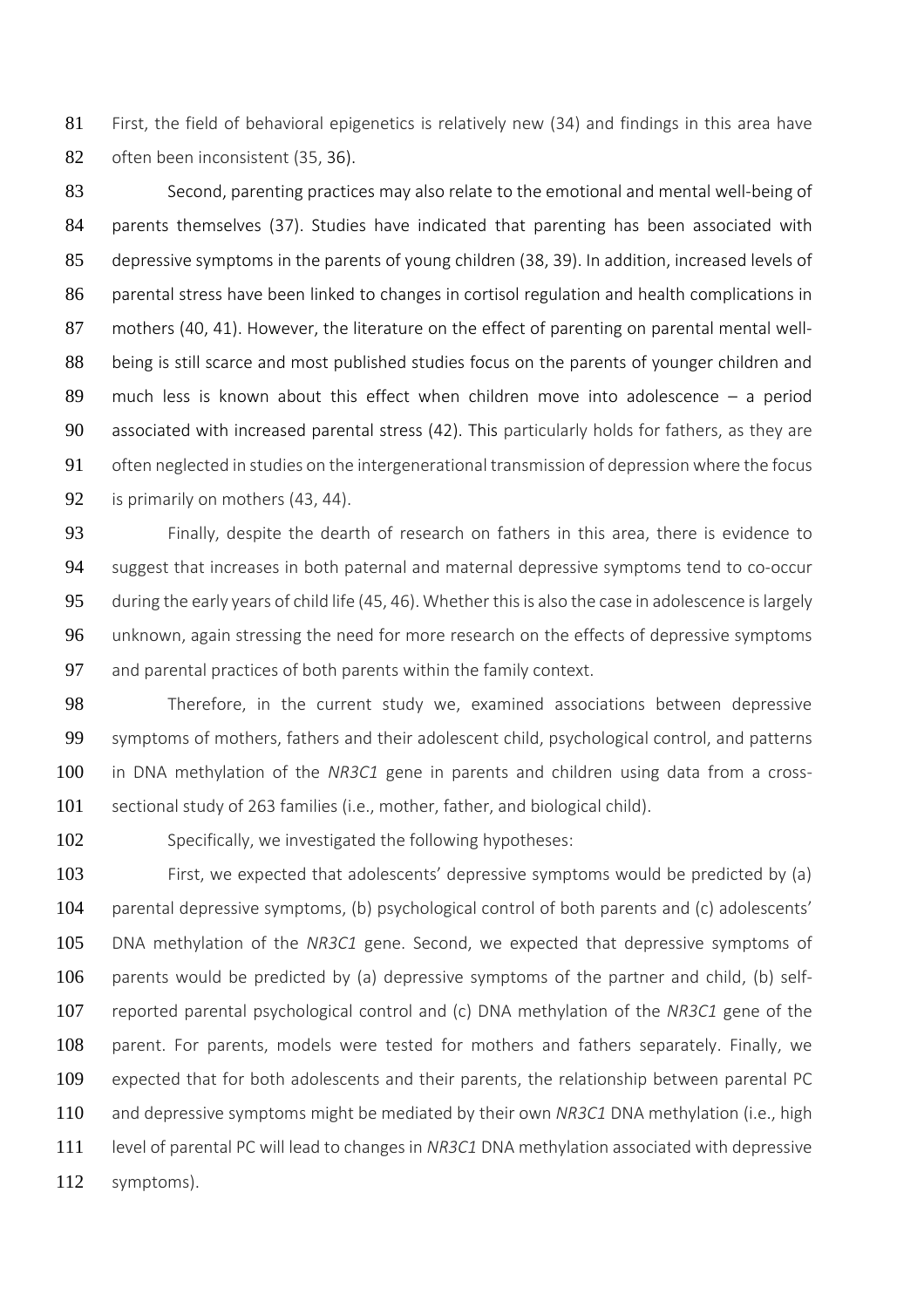First, the field of behavioral epigenetics is relatively new (34) and findings in this area have often been inconsistent (35, 36).

Second, parenting practices may also relate to the emotional and mental well-being of parents themselves (37). Studies have indicated that parenting has been associated with depressive symptoms in the parents of young children (38, 39). In addition, increased levels of parental stress have been linked to changes in cortisol regulation and health complications in mothers (40, 41). However, the literature on the effect of parenting on parental mental well-being is still scarce and most published studies focus on the parents of younger children and much less is known about this effect when children move into adolescence – a period associated with increased parental stress (42). This particularly holds for fathers, as they are often neglected in studies on the intergenerational transmission of depression where the focus is primarily on mothers (43, 44).

Finally, despite the dearth of research on fathers in this area, there is evidence to suggest that increases in both paternal and maternal depressive symptoms tend to co-occur during the early years of child life (45, 46). Whether this is also the case in adolescence is largely unknown, again stressing the need for more research on the effects of depressive symptoms and parental practices of both parents within the family context.

Therefore, in the current study we, examined associations between depressive symptoms of mothers, fathers and their adolescent child, psychological control, and patterns in DNA methylation of the *NR3C1* gene in parents and children using data from a cross-sectional study of 263 families (i.e., mother, father, and biological child).

Specifically, we investigated the following hypotheses:

First, we expected that adolescents' depressive symptoms would be predicted by (a) parental depressive symptoms, (b) psychological control of both parents and (c) adolescents' DNA methylation of the *NR3C1* gene. Second, we expected that depressive symptoms of parents would be predicted by (a) depressive symptoms of the partner and child, (b) self-reported parental psychological control and (c) DNA methylation of the *NR3C1* gene of the parent. For parents, models were tested for mothers and fathers separately. Finally, we expected that for both adolescents and their parents, the relationship between parental PC and depressive symptoms might be mediated by their own *NR3C1* DNA methylation (i.e., high level of parental PC will lead to changes in *NR3C1* DNA methylation associated with depressive symptoms).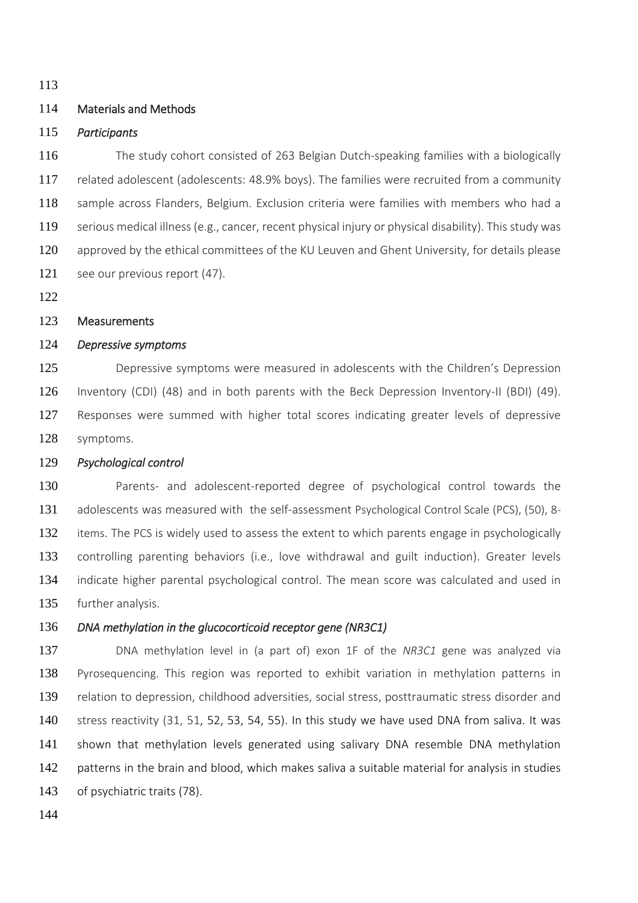## Materials and Methods

### *Participants*

The study cohort consisted of 263 Belgian Dutch-speaking families with a biologically related adolescent (adolescents: 48.9% boys). The families were recruited from a community sample across Flanders, Belgium. Exclusion criteria were families with members who had a serious medical illness (e.g., cancer, recent physical injury or physical disability). This study was approved by the ethical committees of the KU Leuven and Ghent University, for details please see our previous report (47).

## Measurements

### *Depressive symptoms*

Depressive symptoms were measured in adolescents with the Children's Depression Inventory (CDI) (48) and in both parents with the Beck Depression Inventory-II (BDI) (49). Responses were summed with higher total scores indicating greater levels of depressive symptoms.

### *Psychological control*

Parents- and adolescent-reported degree of psychological control towards the adolescents was measured with the self-assessment Psychological Control Scale (PCS), (50), 8-items. The PCS is widely used to assess the extent to which parents engage in psychologically controlling parenting behaviors (i.e., love withdrawal and guilt induction). Greater levels indicate higher parental psychological control. The mean score was calculated and used in further analysis.

### *DNA methylation in the glucocorticoid receptor gene (NR3C1)*

DNA methylation level in (a part of) exon 1F of the *NR3C1* gene was analyzed via Pyrosequencing. This region was reported to exhibit variation in methylation patterns in relation to depression, childhood adversities, social stress, posttraumatic stress disorder and stress reactivity (31, 51, 52, 53, 54, 55). In this study we have used DNA from saliva. It was shown that methylation levels generated using salivary DNA resemble DNA methylation patterns in the brain and blood, which makes saliva a suitable material for analysis in studies of psychiatric traits (78).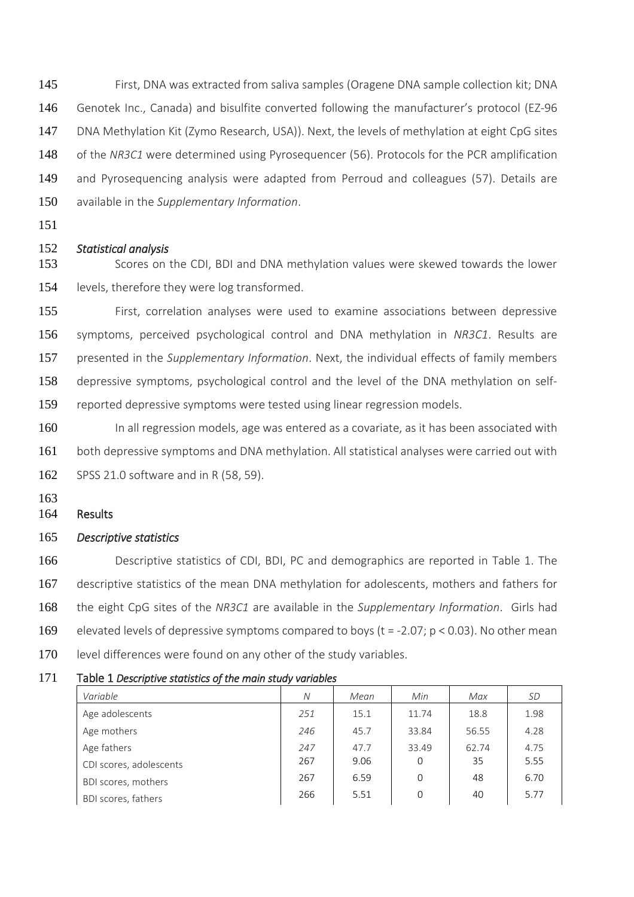First, DNA was extracted from saliva samples (Oragene DNA sample collection kit; DNA Genotek Inc., Canada) and bisulfite converted following the manufacturer's protocol (EZ-96 DNA Methylation Kit (Zymo Research, USA)). Next, the levels of methylation at eight CpG sites of the *NR3C1* were determined using Pyrosequencer (56). Protocols for the PCR amplification and Pyrosequencing analysis were adapted from Perroud and colleagues (57). Details are available in the *Supplementary Information*.

### *Statistical analysis*

Scores on the CDI, BDI and DNA methylation values were skewed towards the lower levels, therefore they were log transformed.

First, correlation analyses were used to examine associations between depressive symptoms, perceived psychological control and DNA methylation in *NR3C1*. Results are presented in the *Supplementary Information*. Next, the individual effects of family members depressive symptoms, psychological control and the level of the DNA methylation on self-reported depressive symptoms were tested using linear regression models.

In all regression models, age was entered as a covariate, as it has been associated with both depressive symptoms and DNA methylation. All statistical analyses were carried out with SPSS 21.0 software and in R (58, 59).

## Results

### *Descriptive statistics*

Descriptive statistics of CDI, BDI, PC and demographics are reported in Table 1. The descriptive statistics of the mean DNA methylation for adolescents, mothers and fathers for the eight CpG sites of the *NR3C1* are available in the *Supplementary Information*. Girls had elevated levels of depressive symptoms compared to boys ($t = -2.07$; $p < 0.03$). No other mean level differences were found on any other of the study variables.

Table 1 *Descriptive statistics of the main study variables*

| *Variable* | *N* | *Mean* | *Min* | *Max* | *SD* |
|---|---|---|---|---|---|
| Age adolescents | *251* | 15.1 | 11.74 | 18.8 | 1.98 |
| Age mothers | *246* | 45.7 | 33.84 | 56.55 | 4.28 |
| Age fathers | *247* | 47.7 | 33.49 | 62.74 | 4.75 |
| CDI scores, adolescents | 267 | 9.06 | 0 | 35 | 5.55 |
| BDI scores, mothers | 267 | 6.59 | 0 | 48 | 6.70 |
| BDI scores, fathers | 266 | 5.51 | 0 | 40 | 5.77 |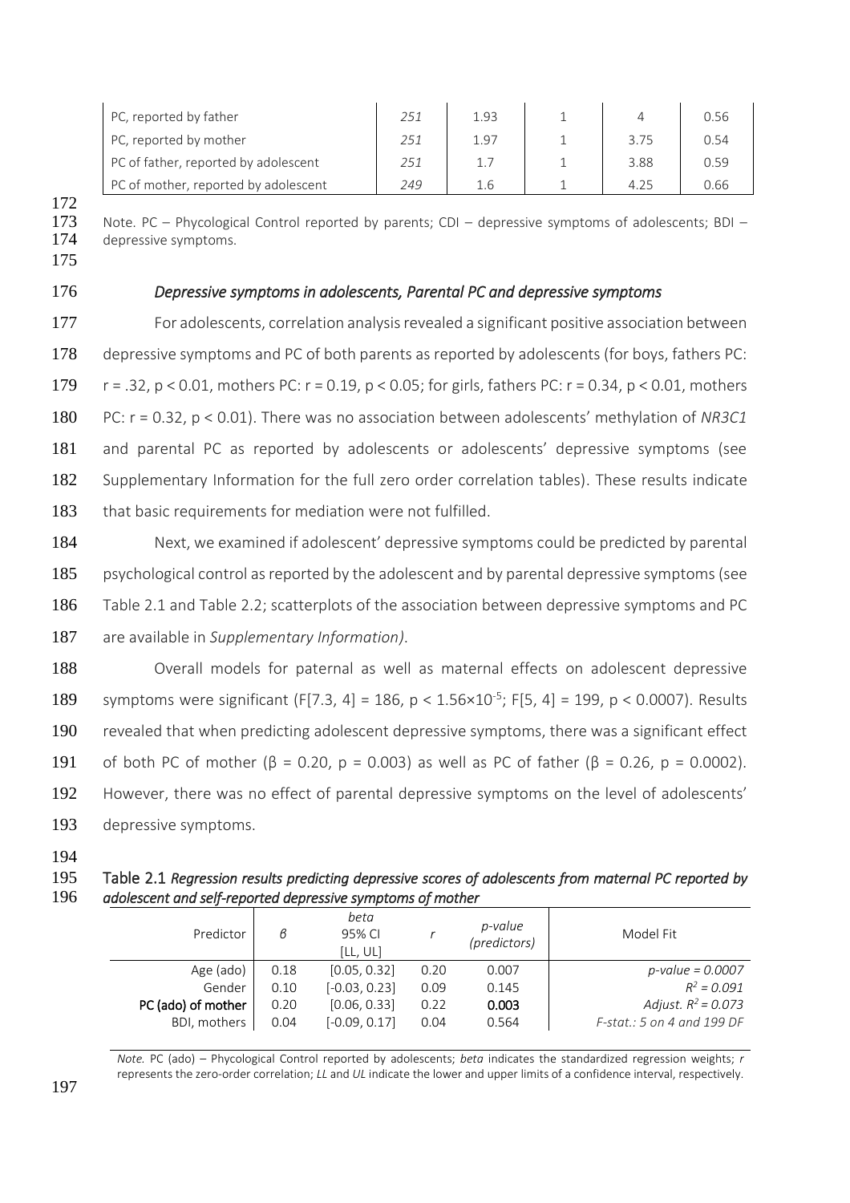| PC, reported by father | 251 | 1.93 | 1 | 4 | 0.56 |
|---|---|---|---|---|---|
| PC, reported by mother | 251 | 1.97 | 1 | 3.75 | 0.54 |
| PC of father, reported by adolescent | 251 | 1.7 | 1 | 3.88 | 0.59 |
| PC of mother, reported by adolescent | 249 | 1.6 | 1 | 4.25 | 0.66 |

Note. PC – Phycological Control reported by parents; CDI – depressive symptoms of adolescents; BDI – depressive symptoms.

### *Depressive symptoms in adolescents, Parental PC and depressive symptoms*

For adolescents, correlation analysis revealed a significant positive association between depressive symptoms and PC of both parents as reported by adolescents (for boys, fathers PC: r = .32, p < 0.01, mothers PC: r = 0.19, p < 0.05; for girls, fathers PC: r = 0.34, p < 0.01, mothers PC: r = 0.32, p < 0.01). There was no association between adolescents' methylation of *NR3C1* and parental PC as reported by adolescents or adolescents' depressive symptoms (see Supplementary Information for the full zero order correlation tables). These results indicate that basic requirements for mediation were not fulfilled.

Next, we examined if adolescent' depressive symptoms could be predicted by parental psychological control as reported by the adolescent and by parental depressive symptoms (see Table 2.1 and Table 2.2; scatterplots of the association between depressive symptoms and PC are available in *Supplementary Information)*.

Overall models for paternal as well as maternal effects on adolescent depressive symptoms were significant (F[7.3, 4] = 186, p < $1.56\times10^{-5}$; F[5, 4] = 199, p < 0.0007). Results revealed that when predicting adolescent depressive symptoms, there was a significant effect of both PC of mother (β = 0.20, p = 0.003) as well as PC of father (β = 0.26, p = 0.0002). However, there was no effect of parental depressive symptoms on the level of adolescents' depressive symptoms.

Table 2.1 ***Regression results predicting depressive scores of adolescents from maternal PC reported by adolescent and self-reported depressive symptoms of mother***

| Predictor | β | *beta* 95% CI [LL, UL] | *r* | *p-value (predictors)* | Model Fit |
|---|---|---|---|---|---|
| Age (ado) | 0.18 | [0.05, 0.32] | 0.20 | 0.007 | *p-value = 0.0007* |
| Gender | 0.10 | [-0.03, 0.23] | 0.09 | 0.145 | $R^2 = 0.091$ |
| **PC (ado) of mother** | 0.20 | [0.06, 0.33] | 0.22 | **0.003** | *Adjust.* $R^2 = 0.073$ |
| BDI, mothers | 0.04 | [-0.09, 0.17] | 0.04 | 0.564 | *F-stat.: 5 on 4 and 199 DF* |

*Note.* PC (ado) – Phycological Control reported by adolescents; *beta* indicates the standardized regression weights; *r* represents the zero-order correlation; *LL* and *UL* indicate the lower and upper limits of a confidence interval, respectively.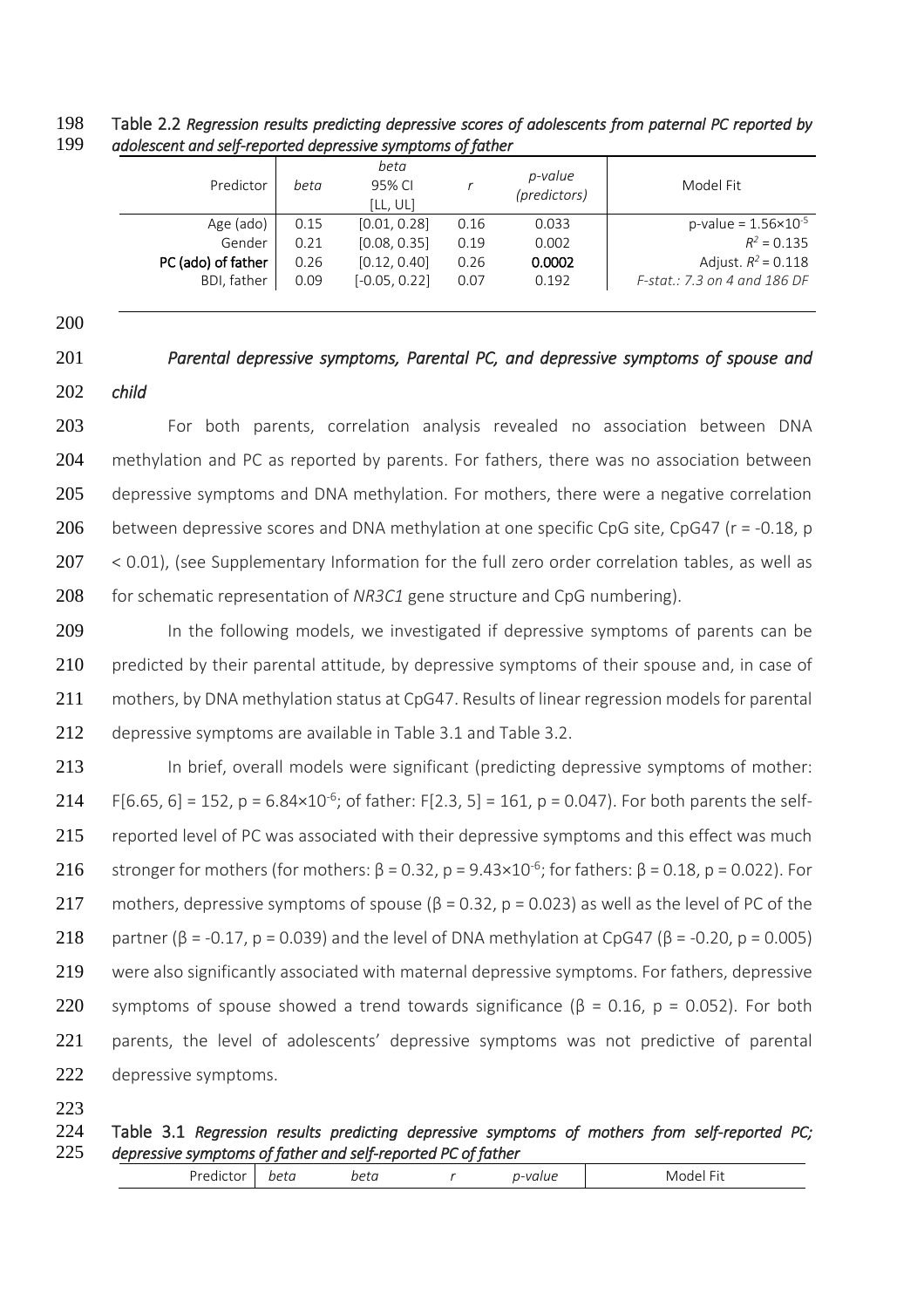Table 2.2 *Regression results predicting depressive scores of adolescents from paternal PC reported by adolescent and self-reported depressive symptoms of father*

| Predictor | *beta* | *beta* 95% CI [LL, UL] | *r* | *p-value (predictors)* | Model Fit |
|---|---|---|---|---|---|
| Age (ado) | 0.15 | [0.01, 0.28] | 0.16 | 0.033 | p-value = $1.56 \times 10^{-5}$ |
| Gender | 0.21 | [0.08, 0.35] | 0.19 | 0.002 | $R^2 = 0.135$ |
| **PC (ado) of father** | 0.26 | [0.12, 0.40] | 0.26 | **0.0002** | Adjust. $R^2 = 0.118$ |
| BDI, father | 0.09 | [-0.05, 0.22] | 0.07 | 0.192 | *F-stat.: 7.3 on 4 and 186 DF* |

### *Parental depressive symptoms, Parental PC, and depressive symptoms of spouse and child*

For both parents, correlation analysis revealed no association between DNA methylation and PC as reported by parents. For fathers, there was no association between depressive symptoms and DNA methylation. For mothers, there were a negative correlation between depressive scores and DNA methylation at one specific CpG site, CpG47 ($r = -0.18$, $p < 0.01$), (see Supplementary Information for the full zero order correlation tables, as well as for schematic representation of *NR3C1* gene structure and CpG numbering).

In the following models, we investigated if depressive symptoms of parents can be predicted by their parental attitude, by depressive symptoms of their spouse and, in case of mothers, by DNA methylation status at CpG47. Results of linear regression models for parental depressive symptoms are available in Table 3.1 and Table 3.2.

In brief, overall models were significant (predicting depressive symptoms of mother: $F[6.65, 6] = 152$, $p = 6.84 \times 10^{-6}$; of father: $F[2.3, 5] = 161$, $p = 0.047$). For both parents the self-reported level of PC was associated with their depressive symptoms and this effect was much stronger for mothers (for mothers: $\beta = 0.32$, $p = 9.43 \times 10^{-6}$; for fathers: $\beta = 0.18$, $p = 0.022$). For mothers, depressive symptoms of spouse ($\beta = 0.32$, $p = 0.023$) as well as the level of PC of the partner ($\beta = -0.17$, $p = 0.039$) and the level of DNA methylation at CpG47 ($\beta = -0.20$, $p = 0.005$) were also significantly associated with maternal depressive symptoms. For fathers, depressive symptoms of spouse showed a trend towards significance ($\beta = 0.16$, $p = 0.052$). For both parents, the level of adolescents' depressive symptoms was not predictive of parental depressive symptoms.

Table 3.1 *Regression results predicting depressive symptoms of mothers from self-reported PC; depressive symptoms of father and self-reported PC of father*

| Predictor | *beta* | *beta* | *r* | *p-value* | Model Fit |
|---|---|---|---|---|---|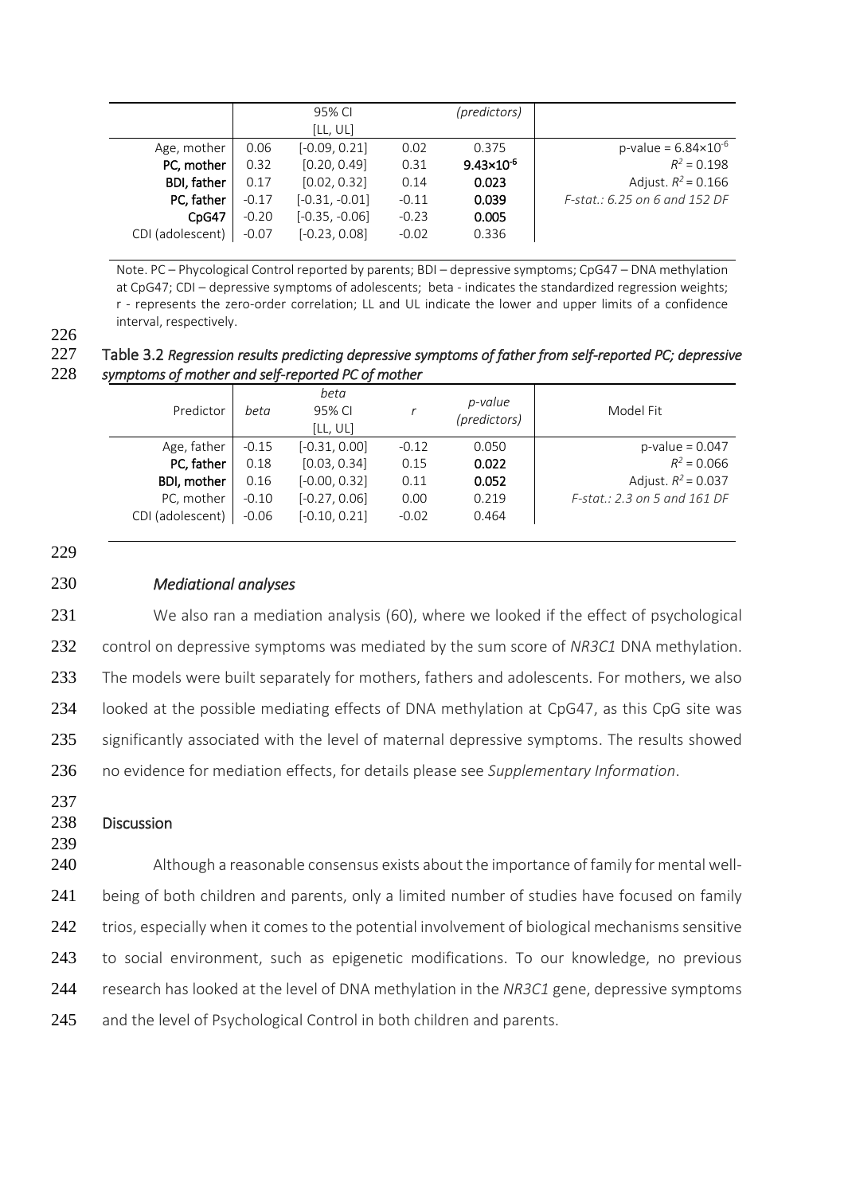| | | 95% CI [LL, UL] | | *(predictors)* | |
|---|---|---|---|---|---|
| Age, mother | 0.06 | [-0.09, 0.21] | 0.02 | 0.375 | p-value = $6.84 \times 10^{-6}$ |
| **PC, mother** | 0.32 | [0.20, 0.49] | 0.31 | **$9.43 \times 10^{-6}$** | $R^2$ = 0.198 |
| **BDI, father** | 0.17 | [0.02, 0.32] | 0.14 | **0.023** | Adjust. $R^2$ = 0.166 |
| **PC, father** | -0.17 | [-0.31, -0.01] | -0.11 | **0.039** | *F-stat.: 6.25 on 6 and 152 DF* |
| **CpG47** | -0.20 | [-0.35, -0.06] | -0.23 | **0.005** | |
| CDI (adolescent) | -0.07 | [-0.23, 0.08] | -0.02 | 0.336 | |

Note. PC – Phycological Control reported by parents; BDI – depressive symptoms; CpG47 – DNA methylation at CpG47; CDI – depressive symptoms of adolescents; beta - indicates the standardized regression weights; r - represents the zero-order correlation; LL and UL indicate the lower and upper limits of a confidence interval, respectively.

Table 3.2 *Regression results predicting depressive symptoms of father from self-reported PC; depressive symptoms of mother and self-reported PC of mother*

| Predictor | *beta* | *beta* 95% CI [LL, UL] | *r* | *p-value (predictors)* | Model Fit |
|---|---|---|---|---|---|
| Age, father | -0.15 | [-0.31, 0.00] | -0.12 | 0.050 | p-value = 0.047 |
| **PC, father** | 0.18 | [0.03, 0.34] | 0.15 | **0.022** | $R^2$ = 0.066 |
| **BDI, mother** | 0.16 | [-0.00, 0.32] | 0.11 | **0.052** | Adjust. $R^2$ = 0.037 |
| PC, mother | -0.10 | [-0.27, 0.06] | 0.00 | 0.219 | *F-stat.: 2.3 on 5 and 161 DF* |
| CDI (adolescent) | -0.06 | [-0.10, 0.21] | -0.02 | 0.464 | |

### *Mediational analyses*

We also ran a mediation analysis (60), where we looked if the effect of psychological control on depressive symptoms was mediated by the sum score of *NR3C1* DNA methylation. The models were built separately for mothers, fathers and adolescents. For mothers, we also looked at the possible mediating effects of DNA methylation at CpG47, as this CpG site was significantly associated with the level of maternal depressive symptoms. The results showed no evidence for mediation effects, for details please see *Supplementary Information*.

## Discussion

Although a reasonable consensus exists about the importance of family for mental well-being of both children and parents, only a limited number of studies have focused on family trios, especially when it comes to the potential involvement of biological mechanisms sensitive to social environment, such as epigenetic modifications. To our knowledge, no previous research has looked at the level of DNA methylation in the *NR3C1* gene, depressive symptoms and the level of Psychological Control in both children and parents.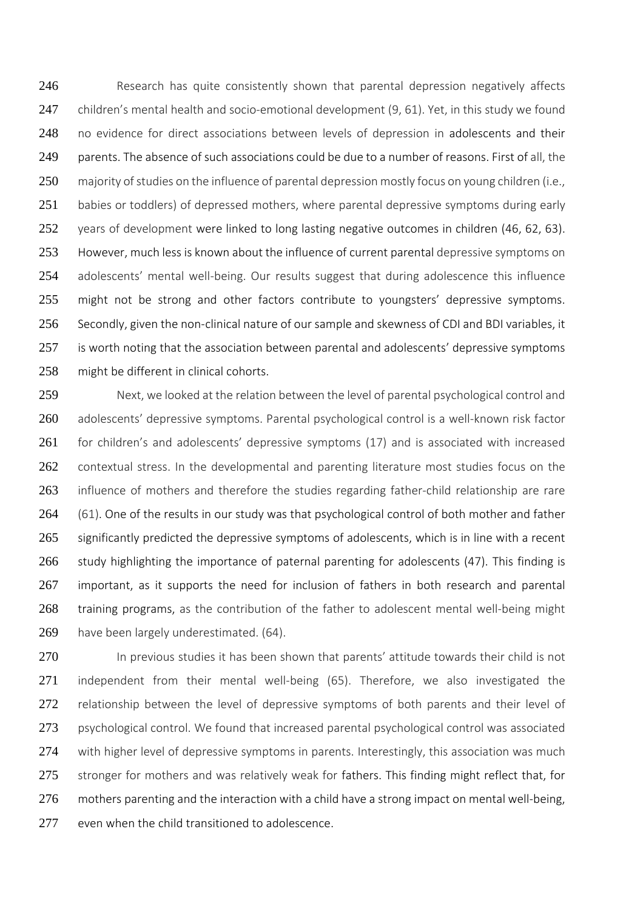Research has quite consistently shown that parental depression negatively affects children's mental health and socio-emotional development (9, 61). Yet, in this study we found no evidence for direct associations between levels of depression in adolescents and their parents. The absence of such associations could be due to a number of reasons. First of all, the majority of studies on the influence of parental depression mostly focus on young children (i.e., babies or toddlers) of depressed mothers, where parental depressive symptoms during early years of development were linked to long lasting negative outcomes in children (46, 62, 63). However, much less is known about the influence of current parental depressive symptoms on adolescents' mental well-being. Our results suggest that during adolescence this influence might not be strong and other factors contribute to youngsters' depressive symptoms. Secondly, given the non-clinical nature of our sample and skewness of CDI and BDI variables, it is worth noting that the association between parental and adolescents' depressive symptoms might be different in clinical cohorts.

Next, we looked at the relation between the level of parental psychological control and adolescents' depressive symptoms. Parental psychological control is a well-known risk factor for children's and adolescents' depressive symptoms (17) and is associated with increased contextual stress. In the developmental and parenting literature most studies focus on the influence of mothers and therefore the studies regarding father-child relationship are rare (61). One of the results in our study was that psychological control of both mother and father significantly predicted the depressive symptoms of adolescents, which is in line with a recent study highlighting the importance of paternal parenting for adolescents (47). This finding is important, as it supports the need for inclusion of fathers in both research and parental training programs, as the contribution of the father to adolescent mental well-being might have been largely underestimated. (64).

In previous studies it has been shown that parents' attitude towards their child is not independent from their mental well-being (65). Therefore, we also investigated the relationship between the level of depressive symptoms of both parents and their level of psychological control. We found that increased parental psychological control was associated with higher level of depressive symptoms in parents. Interestingly, this association was much stronger for mothers and was relatively weak for fathers. This finding might reflect that, for mothers parenting and the interaction with a child have a strong impact on mental well-being, even when the child transitioned to adolescence.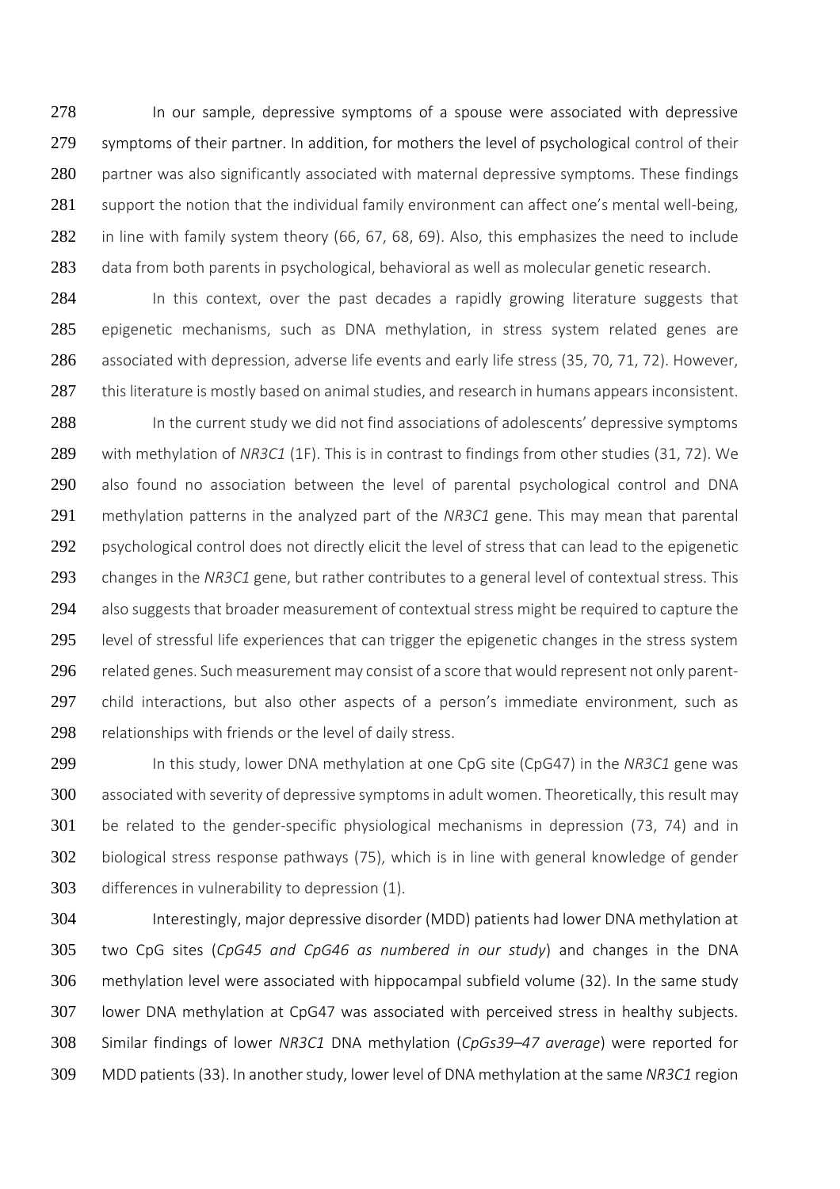In our sample, depressive symptoms of a spouse were associated with depressive symptoms of their partner. In addition, for mothers the level of psychological control of their partner was also significantly associated with maternal depressive symptoms. These findings support the notion that the individual family environment can affect one's mental well-being, in line with family system theory (66, 67, 68, 69). Also, this emphasizes the need to include data from both parents in psychological, behavioral as well as molecular genetic research.

In this context, over the past decades a rapidly growing literature suggests that epigenetic mechanisms, such as DNA methylation, in stress system related genes are associated with depression, adverse life events and early life stress (35, 70, 71, 72). However, this literature is mostly based on animal studies, and research in humans appears inconsistent.

In the current study we did not find associations of adolescents' depressive symptoms with methylation of *NR3C1* (1F). This is in contrast to findings from other studies (31, 72). We also found no association between the level of parental psychological control and DNA methylation patterns in the analyzed part of the *NR3C1* gene. This may mean that parental psychological control does not directly elicit the level of stress that can lead to the epigenetic changes in the *NR3C1* gene, but rather contributes to a general level of contextual stress. This also suggests that broader measurement of contextual stress might be required to capture the level of stressful life experiences that can trigger the epigenetic changes in the stress system related genes. Such measurement may consist of a score that would represent not only parent-child interactions, but also other aspects of a person's immediate environment, such as relationships with friends or the level of daily stress.

In this study, lower DNA methylation at one CpG site (CpG47) in the *NR3C1* gene was associated with severity of depressive symptoms in adult women. Theoretically, this result may be related to the gender-specific physiological mechanisms in depression (73, 74) and in biological stress response pathways (75), which is in line with general knowledge of gender differences in vulnerability to depression (1).

Interestingly, major depressive disorder (MDD) patients had lower DNA methylation at two CpG sites (*CpG45 and CpG46 as numbered in our study*) and changes in the DNA methylation level were associated with hippocampal subfield volume (32). In the same study lower DNA methylation at CpG47 was associated with perceived stress in healthy subjects. Similar findings of lower *NR3C1* DNA methylation (*CpGs39–47 average*) were reported for MDD patients (33). In another study, lower level of DNA methylation at the same *NR3C1* region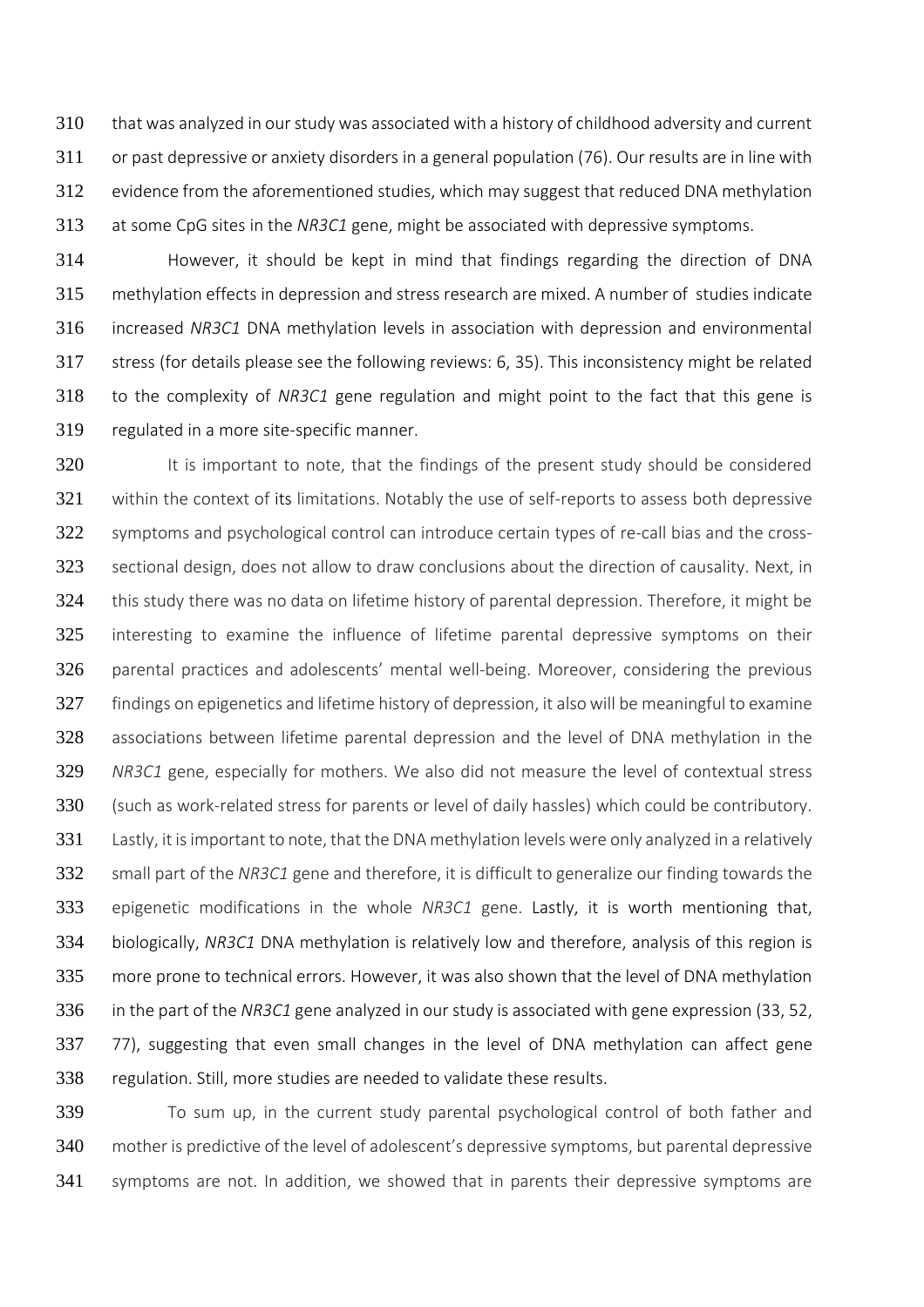that was analyzed in our study was associated with a history of childhood adversity and current or past depressive or anxiety disorders in a general population (76). Our results are in line with evidence from the aforementioned studies, which may suggest that reduced DNA methylation at some CpG sites in the *NR3C1* gene, might be associated with depressive symptoms.

However, it should be kept in mind that findings regarding the direction of DNA methylation effects in depression and stress research are mixed. A number of studies indicate increased *NR3C1* DNA methylation levels in association with depression and environmental stress (for details please see the following reviews: 6, 35). This inconsistency might be related to the complexity of *NR3C1* gene regulation and might point to the fact that this gene is regulated in a more site-specific manner.

It is important to note, that the findings of the present study should be considered within the context of its limitations. Notably the use of self-reports to assess both depressive symptoms and psychological control can introduce certain types of re-call bias and the cross-sectional design, does not allow to draw conclusions about the direction of causality. Next, in this study there was no data on lifetime history of parental depression. Therefore, it might be interesting to examine the influence of lifetime parental depressive symptoms on their parental practices and adolescents' mental well-being. Moreover, considering the previous findings on epigenetics and lifetime history of depression, it also will be meaningful to examine associations between lifetime parental depression and the level of DNA methylation in the *NR3C1* gene, especially for mothers. We also did not measure the level of contextual stress (such as work-related stress for parents or level of daily hassles) which could be contributory. Lastly, it is important to note, that the DNA methylation levels were only analyzed in a relatively small part of the *NR3C1* gene and therefore, it is difficult to generalize our finding towards the epigenetic modifications in the whole *NR3C1* gene. Lastly, it is worth mentioning that, biologically, *NR3C1* DNA methylation is relatively low and therefore, analysis of this region is more prone to technical errors. However, it was also shown that the level of DNA methylation in the part of the *NR3C1* gene analyzed in our study is associated with gene expression (33, 52, 77), suggesting that even small changes in the level of DNA methylation can affect gene regulation. Still, more studies are needed to validate these results.

To sum up, in the current study parental psychological control of both father and mother is predictive of the level of adolescent's depressive symptoms, but parental depressive symptoms are not. In addition, we showed that in parents their depressive symptoms are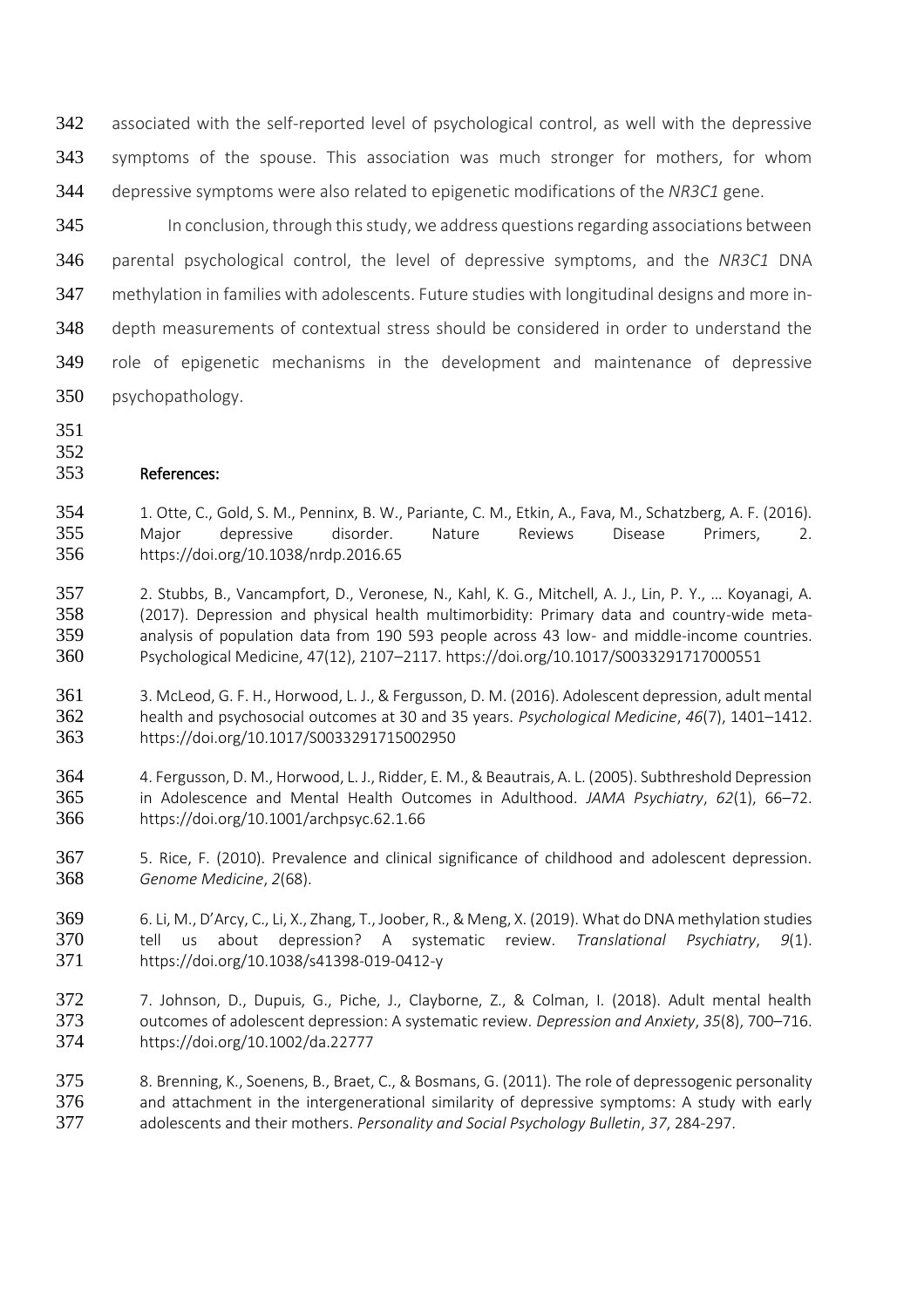associated with the self-reported level of psychological control, as well with the depressive symptoms of the spouse. This association was much stronger for mothers, for whom depressive symptoms were also related to epigenetic modifications of the *NR3C1* gene.

In conclusion, through this study, we address questions regarding associations between parental psychological control, the level of depressive symptoms, and the *NR3C1* DNA methylation in families with adolescents. Future studies with longitudinal designs and more in-depth measurements of contextual stress should be considered in order to understand the role of epigenetic mechanisms in the development and maintenance of depressive psychopathology.

**References:**

1. Otte, C., Gold, S. M., Penninx, B. W., Pariante, C. M., Etkin, A., Fava, M., Schatzberg, A. F. (2016). Major depressive disorder. Nature Reviews Disease Primers, 2. https://doi.org/10.1038/nrdp.2016.65

2. Stubbs, B., Vancampfort, D., Veronese, N., Kahl, K. G., Mitchell, A. J., Lin, P. Y., … Koyanagi, A. (2017). Depression and physical health multimorbidity: Primary data and country-wide meta-analysis of population data from 190 593 people across 43 low- and middle-income countries. Psychological Medicine, 47(12), 2107–2117. https://doi.org/10.1017/S0033291717000551

3. McLeod, G. F. H., Horwood, L. J., & Fergusson, D. M. (2016). Adolescent depression, adult mental health and psychosocial outcomes at 30 and 35 years. *Psychological Medicine*, *46*(7), 1401–1412. https://doi.org/10.1017/S0033291715002950

4. Fergusson, D. M., Horwood, L. J., Ridder, E. M., & Beautrais, A. L. (2005). Subthreshold Depression in Adolescence and Mental Health Outcomes in Adulthood. *JAMA Psychiatry*, *62*(1), 66–72. https://doi.org/10.1001/archpsyc.62.1.66

5. Rice, F. (2010). Prevalence and clinical significance of childhood and adolescent depression. *Genome Medicine*, *2*(68).

6. Li, M., D'Arcy, C., Li, X., Zhang, T., Joober, R., & Meng, X. (2019). What do DNA methylation studies tell us about depression? A systematic review. *Translational Psychiatry*, *9*(1). https://doi.org/10.1038/s41398-019-0412-y

7. Johnson, D., Dupuis, G., Piche, J., Clayborne, Z., & Colman, I. (2018). Adult mental health outcomes of adolescent depression: A systematic review. *Depression and Anxiety*, *35*(8), 700–716. https://doi.org/10.1002/da.22777

8. Brenning, K., Soenens, B., Braet, C., & Bosmans, G. (2011). The role of depressogenic personality and attachment in the intergenerational similarity of depressive symptoms: A study with early adolescents and their mothers. *Personality and Social Psychology Bulletin*, *37*, 284-297.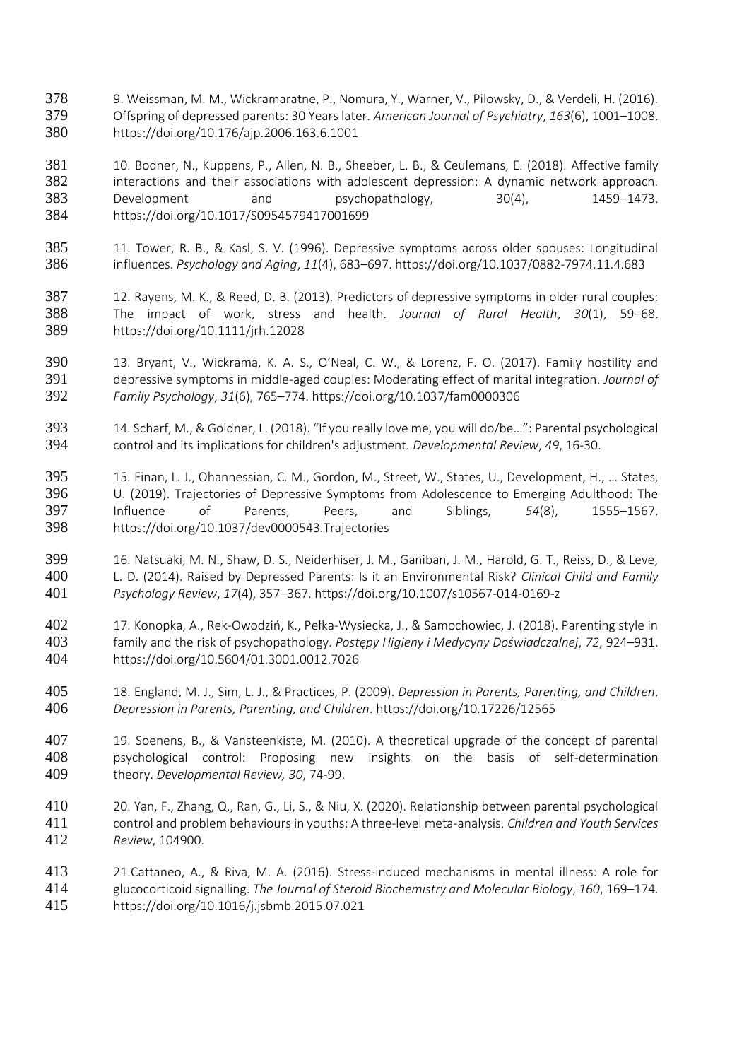9. Weissman, M. M., Wickramaratne, P., Nomura, Y., Warner, V., Pilowsky, D., & Verdeli, H. (2016). Offspring of depressed parents: 30 Years later. *American Journal of Psychiatry*, *163*(6), 1001–1008. https://doi.org/10.176/ajp.2006.163.6.1001

10. Bodner, N., Kuppens, P., Allen, N. B., Sheeber, L. B., & Ceulemans, E. (2018). Affective family interactions and their associations with adolescent depression: A dynamic network approach. Development and psychopathology, 30(4), 1459–1473. https://doi.org/10.1017/S0954579417001699

11. Tower, R. B., & Kasl, S. V. (1996). Depressive symptoms across older spouses: Longitudinal influences. *Psychology and Aging*, *11*(4), 683–697. https://doi.org/10.1037/0882-7974.11.4.683

12. Rayens, M. K., & Reed, D. B. (2013). Predictors of depressive symptoms in older rural couples: The impact of work, stress and health. *Journal of Rural Health*, *30*(1), 59–68. https://doi.org/10.1111/jrh.12028

13. Bryant, V., Wickrama, K. A. S., O'Neal, C. W., & Lorenz, F. O. (2017). Family hostility and depressive symptoms in middle-aged couples: Moderating effect of marital integration. *Journal of Family Psychology*, *31*(6), 765–774. https://doi.org/10.1037/fam0000306

14. Scharf, M., & Goldner, L. (2018). "If you really love me, you will do/be…": Parental psychological control and its implications for children's adjustment. *Developmental Review*, *49*, 16-30.

15. Finan, L. J., Ohannessian, C. M., Gordon, M., Street, W., States, U., Development, H., … States, U. (2019). Trajectories of Depressive Symptoms from Adolescence to Emerging Adulthood: The Influence of Parents, Peers, and Siblings, *54*(8), 1555–1567. https://doi.org/10.1037/dev0000543.Trajectories

16. Natsuaki, M. N., Shaw, D. S., Neiderhiser, J. M., Ganiban, J. M., Harold, G. T., Reiss, D., & Leve, L. D. (2014). Raised by Depressed Parents: Is it an Environmental Risk? *Clinical Child and Family Psychology Review*, *17*(4), 357–367. https://doi.org/10.1007/s10567-014-0169-z

17. Konopka, A., Rek-Owodziń, K., Pełka-Wysiecka, J., & Samochowiec, J. (2018). Parenting style in family and the risk of psychopathology. *Postępy Higieny i Medycyny Doświadczalnej*, *72*, 924–931. https://doi.org/10.5604/01.3001.0012.7026

18. England, M. J., Sim, L. J., & Practices, P. (2009). *Depression in Parents, Parenting, and Children*. *Depression in Parents, Parenting, and Children*. https://doi.org/10.17226/12565

19. Soenens, B., & Vansteenkiste, M. (2010). A theoretical upgrade of the concept of parental psychological control: Proposing new insights on the basis of self-determination theory. *Developmental Review, 30*, 74-99.

20. Yan, F., Zhang, Q., Ran, G., Li, S., & Niu, X. (2020). Relationship between parental psychological control and problem behaviours in youths: A three-level meta-analysis. *Children and Youth Services Review*, 104900.

21.Cattaneo, A., & Riva, M. A. (2016). Stress-induced mechanisms in mental illness: A role for glucocorticoid signalling. *The Journal of Steroid Biochemistry and Molecular Biology*, *160*, 169–174. https://doi.org/10.1016/j.jsbmb.2015.07.021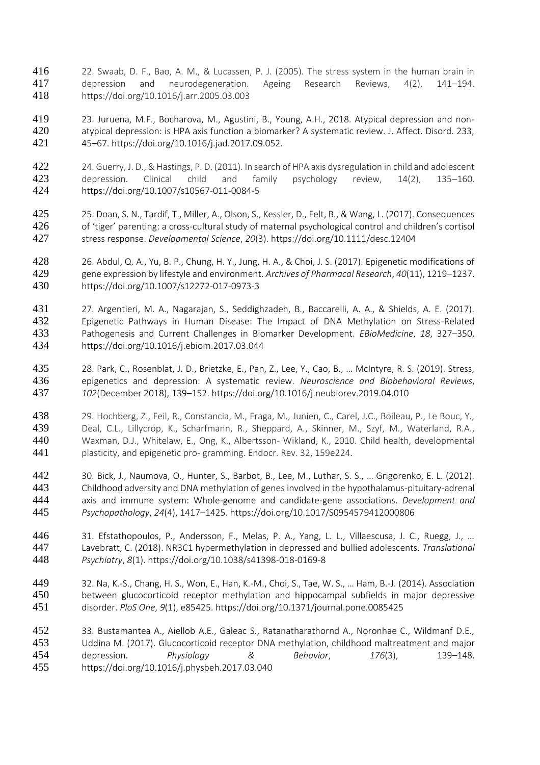22. Swaab, D. F., Bao, A. M., & Lucassen, P. J. (2005). The stress system in the human brain in depression and neurodegeneration. Ageing Research Reviews, 4(2), 141–194. https://doi.org/10.1016/j.arr.2005.03.003

23. Juruena, M.F., Bocharova, M., Agustini, B., Young, A.H., 2018. Atypical depression and non-atypical depression: is HPA axis function a biomarker? A systematic review. J. Affect. Disord. 233, 45–67. https://doi.org/10.1016/j.jad.2017.09.052.

24. Guerry, J. D., & Hastings, P. D. (2011). In search of HPA axis dysregulation in child and adolescent depression. Clinical child and family psychology review, 14(2), 135–160. https://doi.org/10.1007/s10567-011-0084-5

25. Doan, S. N., Tardif, T., Miller, A., Olson, S., Kessler, D., Felt, B., & Wang, L. (2017). Consequences of 'tiger' parenting: a cross-cultural study of maternal psychological control and children's cortisol stress response. *Developmental Science*, *20*(3). https://doi.org/10.1111/desc.12404

26. Abdul, Q. A., Yu, B. P., Chung, H. Y., Jung, H. A., & Choi, J. S. (2017). Epigenetic modifications of gene expression by lifestyle and environment. *Archives of Pharmacal Research*, *40*(11), 1219–1237. https://doi.org/10.1007/s12272-017-0973-3

27. Argentieri, M. A., Nagarajan, S., Seddighzadeh, B., Baccarelli, A. A., & Shields, A. E. (2017). Epigenetic Pathways in Human Disease: The Impact of DNA Methylation on Stress-Related Pathogenesis and Current Challenges in Biomarker Development. *EBioMedicine*, *18*, 327–350. https://doi.org/10.1016/j.ebiom.2017.03.044

28. Park, C., Rosenblat, J. D., Brietzke, E., Pan, Z., Lee, Y., Cao, B., … McIntyre, R. S. (2019). Stress, epigenetics and depression: A systematic review. *Neuroscience and Biobehavioral Reviews*, *102*(December 2018), 139–152. https://doi.org/10.1016/j.neubiorev.2019.04.010

29. Hochberg, Z., Feil, R., Constancia, M., Fraga, M., Junien, C., Carel, J.C., Boileau, P., Le Bouc, Y., Deal, C.L., Lillycrop, K., Scharfmann, R., Sheppard, A., Skinner, M., Szyf, M., Waterland, R.A., Waxman, D.J., Whitelaw, E., Ong, K., Albertsson- Wikland, K., 2010. Child health, developmental plasticity, and epigenetic pro- gramming. Endocr. Rev. 32, 159e224.

30. Bick, J., Naumova, O., Hunter, S., Barbot, B., Lee, M., Luthar, S. S., … Grigorenko, E. L. (2012). Childhood adversity and DNA methylation of genes involved in the hypothalamus-pituitary-adrenal axis and immune system: Whole-genome and candidate-gene associations. *Development and Psychopathology*, *24*(4), 1417–1425. https://doi.org/10.1017/S0954579412000806

31. Efstathopoulos, P., Andersson, F., Melas, P. A., Yang, L. L., Villaescusa, J. C., Ruegg, J., … Lavebratt, C. (2018). NR3C1 hypermethylation in depressed and bullied adolescents. *Translational Psychiatry*, *8*(1). https://doi.org/10.1038/s41398-018-0169-8

32. Na, K.-S., Chang, H. S., Won, E., Han, K.-M., Choi, S., Tae, W. S., … Ham, B.-J. (2014). Association between glucocorticoid receptor methylation and hippocampal subfields in major depressive disorder. *PloS One*, *9*(1), e85425. https://doi.org/10.1371/journal.pone.0085425

33. Bustamantea A., Aiellob A.E., Galeac S., Ratanatharathornd A., Noronhae C., Wildmanf D.E., Uddina M. (2017). Glucocorticoid receptor DNA methylation, childhood maltreatment and major depression. *Physiology & Behavior*, *176*(3), 139–148. https://doi.org/10.1016/j.physbeh.2017.03.040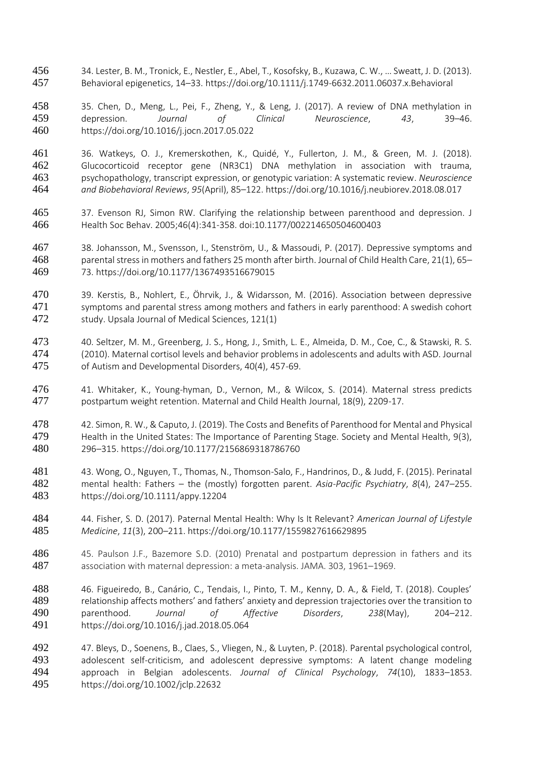34. Lester, B. M., Tronick, E., Nestler, E., Abel, T., Kosofsky, B., Kuzawa, C. W., … Sweatt, J. D. (2013). Behavioral epigenetics, 14–33. https://doi.org/10.1111/j.1749-6632.2011.06037.x.Behavioral

35. Chen, D., Meng, L., Pei, F., Zheng, Y., & Leng, J. (2017). A review of DNA methylation in depression. *Journal of Clinical Neuroscience*, *43*, 39–46. https://doi.org/10.1016/j.jocn.2017.05.022

36. Watkeys, O. J., Kremerskothen, K., Quidé, Y., Fullerton, J. M., & Green, M. J. (2018). Glucocorticoid receptor gene (NR3C1) DNA methylation in association with trauma, psychopathology, transcript expression, or genotypic variation: A systematic review. *Neuroscience and Biobehavioral Reviews*, *95*(April), 85–122. https://doi.org/10.1016/j.neubiorev.2018.08.017

37. Evenson RJ, Simon RW. Clarifying the relationship between parenthood and depression. J Health Soc Behav. 2005;46(4):341-358. doi:10.1177/002214650504600403

38. Johansson, M., Svensson, I., Stenström, U., & Massoudi, P. (2017). Depressive symptoms and parental stress in mothers and fathers 25 month after birth. Journal of Child Health Care, 21(1), 65–73. https://doi.org/10.1177/1367493516679015

39. Kerstis, B., Nohlert, E., Öhrvik, J., & Widarsson, M. (2016). Association between depressive symptoms and parental stress among mothers and fathers in early parenthood: A swedish cohort study. Upsala Journal of Medical Sciences, 121(1)

40. Seltzer, M. M., Greenberg, J. S., Hong, J., Smith, L. E., Almeida, D. M., Coe, C., & Stawski, R. S. (2010). Maternal cortisol levels and behavior problems in adolescents and adults with ASD. Journal of Autism and Developmental Disorders, 40(4), 457-69.

41. Whitaker, K., Young-hyman, D., Vernon, M., & Wilcox, S. (2014). Maternal stress predicts postpartum weight retention. Maternal and Child Health Journal, 18(9), 2209-17.

42. Simon, R. W., & Caputo, J. (2019). The Costs and Benefits of Parenthood for Mental and Physical Health in the United States: The Importance of Parenting Stage. Society and Mental Health, 9(3), 296–315. https://doi.org/10.1177/2156869318786760

43. Wong, O., Nguyen, T., Thomas, N., Thomson-Salo, F., Handrinos, D., & Judd, F. (2015). Perinatal mental health: Fathers – the (mostly) forgotten parent. *Asia-Pacific Psychiatry*, *8*(4), 247–255. https://doi.org/10.1111/appy.12204

44. Fisher, S. D. (2017). Paternal Mental Health: Why Is It Relevant? *American Journal of Lifestyle Medicine*, *11*(3), 200–211. https://doi.org/10.1177/1559827616629895

45. Paulson J.F., Bazemore S.D. (2010) Prenatal and postpartum depression in fathers and its association with maternal depression: a meta-analysis. JAMA. 303, 1961–1969.

46. Figueiredo, B., Canário, C., Tendais, I., Pinto, T. M., Kenny, D. A., & Field, T. (2018). Couples' relationship affects mothers' and fathers' anxiety and depression trajectories over the transition to parenthood. *Journal of Affective Disorders*, *238*(May), 204–212. https://doi.org/10.1016/j.jad.2018.05.064

47. Bleys, D., Soenens, B., Claes, S., Vliegen, N., & Luyten, P. (2018). Parental psychological control, adolescent self-criticism, and adolescent depressive symptoms: A latent change modeling approach in Belgian adolescents. *Journal of Clinical Psychology*, *74*(10), 1833–1853. https://doi.org/10.1002/jclp.22632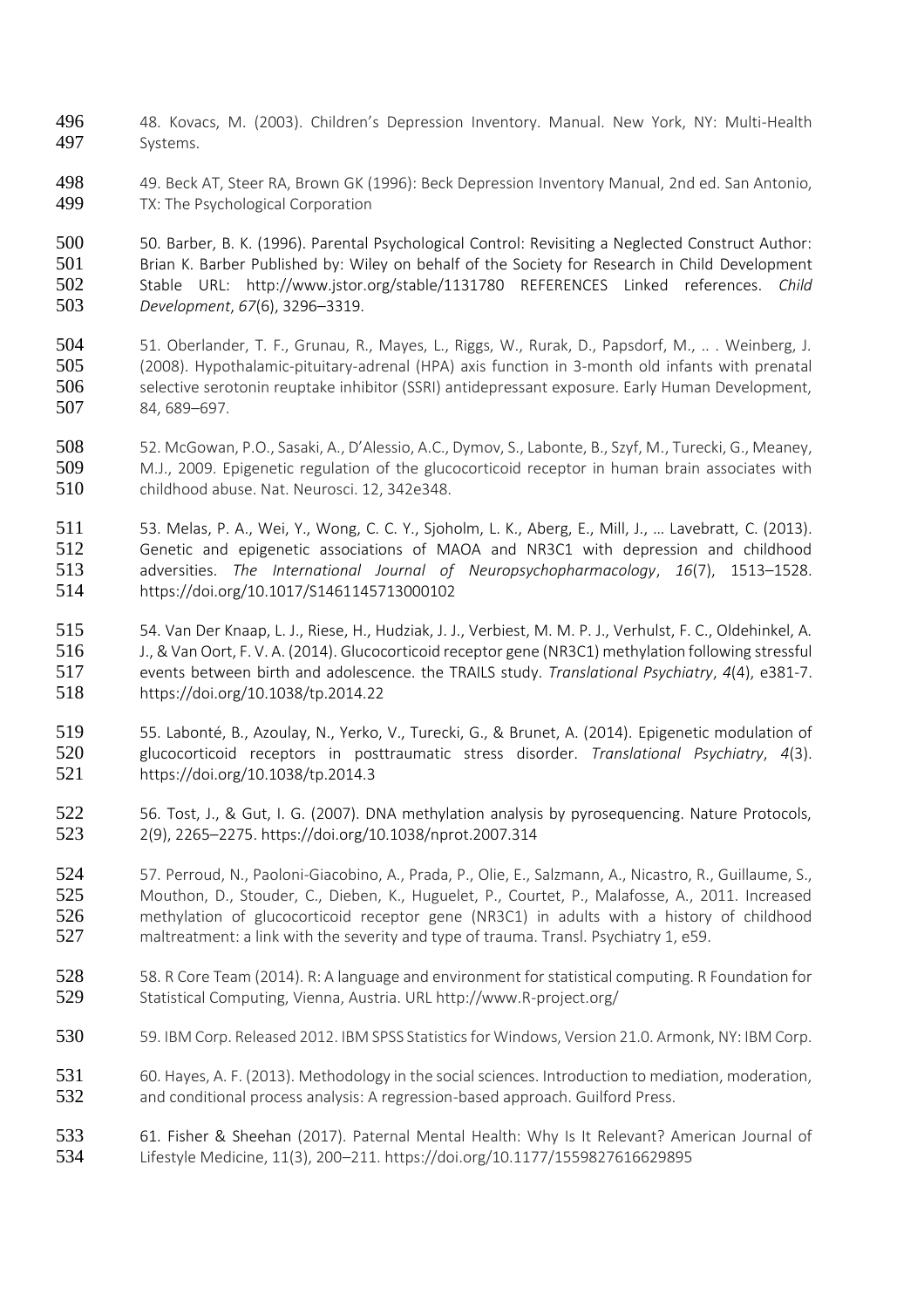48. Kovacs, M. (2003). Children's Depression Inventory. Manual. New York, NY: Multi-Health Systems.

49. Beck AT, Steer RA, Brown GK (1996): Beck Depression Inventory Manual, 2nd ed. San Antonio, TX: The Psychological Corporation

50. Barber, B. K. (1996). Parental Psychological Control: Revisiting a Neglected Construct Author: Brian K. Barber Published by: Wiley on behalf of the Society for Research in Child Development Stable URL: http://www.jstor.org/stable/1131780 REFERENCES Linked references. *Child Development*, *67*(6), 3296–3319.

51. Oberlander, T. F., Grunau, R., Mayes, L., Riggs, W., Rurak, D., Papsdorf, M., .. . Weinberg, J. (2008). Hypothalamic-pituitary-adrenal (HPA) axis function in 3-month old infants with prenatal selective serotonin reuptake inhibitor (SSRI) antidepressant exposure. Early Human Development, 84, 689–697.

52. McGowan, P.O., Sasaki, A., D'Alessio, A.C., Dymov, S., Labonte, B., Szyf, M., Turecki, G., Meaney, M.J., 2009. Epigenetic regulation of the glucocorticoid receptor in human brain associates with childhood abuse. Nat. Neurosci. 12, 342e348.

53. Melas, P. A., Wei, Y., Wong, C. C. Y., Sjoholm, L. K., Aberg, E., Mill, J., … Lavebratt, C. (2013). Genetic and epigenetic associations of MAOA and NR3C1 with depression and childhood adversities. *The International Journal of Neuropsychopharmacology*, *16*(7), 1513–1528. https://doi.org/10.1017/S1461145713000102

54. Van Der Knaap, L. J., Riese, H., Hudziak, J. J., Verbiest, M. M. P. J., Verhulst, F. C., Oldehinkel, A. J., & Van Oort, F. V. A. (2014). Glucocorticoid receptor gene (NR3C1) methylation following stressful events between birth and adolescence. the TRAILS study. *Translational Psychiatry*, *4*(4), e381-7. https://doi.org/10.1038/tp.2014.22

55. Labonté, B., Azoulay, N., Yerko, V., Turecki, G., & Brunet, A. (2014). Epigenetic modulation of glucocorticoid receptors in posttraumatic stress disorder. *Translational Psychiatry*, *4*(3). https://doi.org/10.1038/tp.2014.3

56. Tost, J., & Gut, I. G. (2007). DNA methylation analysis by pyrosequencing. Nature Protocols, 2(9), 2265–2275. https://doi.org/10.1038/nprot.2007.314

57. Perroud, N., Paoloni-Giacobino, A., Prada, P., Olie, E., Salzmann, A., Nicastro, R., Guillaume, S., Mouthon, D., Stouder, C., Dieben, K., Huguelet, P., Courtet, P., Malafosse, A., 2011. Increased methylation of glucocorticoid receptor gene (NR3C1) in adults with a history of childhood maltreatment: a link with the severity and type of trauma. Transl. Psychiatry 1, e59.

58. R Core Team (2014). R: A language and environment for statistical computing. R Foundation for Statistical Computing, Vienna, Austria. URL http://www.R-project.org/

59. IBM Corp. Released 2012. IBM SPSS Statistics for Windows, Version 21.0. Armonk, NY: IBM Corp.

60. Hayes, A. F. (2013). Methodology in the social sciences. Introduction to mediation, moderation, and conditional process analysis: A regression-based approach. Guilford Press.

61. Fisher & Sheehan (2017). Paternal Mental Health: Why Is It Relevant? American Journal of Lifestyle Medicine, 11(3), 200–211. https://doi.org/10.1177/1559827616629895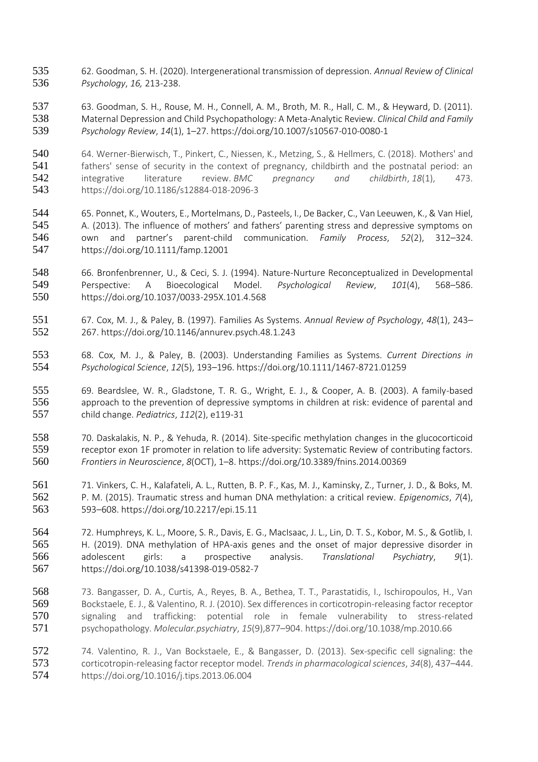62. Goodman, S. H. (2020). Intergenerational transmission of depression. *Annual Review of Clinical Psychology*, *16,* 213-238.

63. Goodman, S. H., Rouse, M. H., Connell, A. M., Broth, M. R., Hall, C. M., & Heyward, D. (2011). Maternal Depression and Child Psychopathology: A Meta-Analytic Review. *Clinical Child and Family Psychology Review*, *14*(1), 1–27. https://doi.org/10.1007/s10567-010-0080-1

64. Werner-Bierwisch, T., Pinkert, C., Niessen, K., Metzing, S., & Hellmers, C. (2018). Mothers' and fathers' sense of security in the context of pregnancy, childbirth and the postnatal period: an integrative literature review. *BMC pregnancy and childbirth*, *18*(1), 473. https://doi.org/10.1186/s12884-018-2096-3

65. Ponnet, K., Wouters, E., Mortelmans, D., Pasteels, I., De Backer, C., Van Leeuwen, K., & Van Hiel, A. (2013). The influence of mothers' and fathers' parenting stress and depressive symptoms on own and partner's parent-child communication. *Family Process*, *52*(2), 312–324. https://doi.org/10.1111/famp.12001

66. Bronfenbrenner, U., & Ceci, S. J. (1994). Nature-Nurture Reconceptualized in Developmental Perspective: A Bioecological Model. *Psychological Review*, *101*(4), 568–586. https://doi.org/10.1037/0033-295X.101.4.568

67. Cox, M. J., & Paley, B. (1997). Families As Systems. *Annual Review of Psychology*, *48*(1), 243–267. https://doi.org/10.1146/annurev.psych.48.1.243

68. Cox, M. J., & Paley, B. (2003). Understanding Families as Systems. *Current Directions in Psychological Science*, *12*(5), 193–196. https://doi.org/10.1111/1467-8721.01259

69. Beardslee, W. R., Gladstone, T. R. G., Wright, E. J., & Cooper, A. B. (2003). A family-based approach to the prevention of depressive symptoms in children at risk: evidence of parental and child change. *Pediatrics*, *112*(2), e119-31

70. Daskalakis, N. P., & Yehuda, R. (2014). Site-specific methylation changes in the glucocorticoid receptor exon 1F promoter in relation to life adversity: Systematic Review of contributing factors. *Frontiers in Neuroscience*, *8*(OCT), 1–8. https://doi.org/10.3389/fnins.2014.00369

71. Vinkers, C. H., Kalafateli, A. L., Rutten, B. P. F., Kas, M. J., Kaminsky, Z., Turner, J. D., & Boks, M. P. M. (2015). Traumatic stress and human DNA methylation: a critical review. *Epigenomics*, *7*(4), 593–608. https://doi.org/10.2217/epi.15.11

72. Humphreys, K. L., Moore, S. R., Davis, E. G., MacIsaac, J. L., Lin, D. T. S., Kobor, M. S., & Gotlib, I. H. (2019). DNA methylation of HPA-axis genes and the onset of major depressive disorder in adolescent girls: a prospective analysis. *Translational Psychiatry*, *9*(1). https://doi.org/10.1038/s41398-019-0582-7

73. Bangasser, D. A., Curtis, A., Reyes, B. A., Bethea, T. T., Parastatidis, I., Ischiropoulos, H., Van Bockstaele, E. J., & Valentino, R. J. (2010). Sex differences in corticotropin-releasing factor receptor signaling and trafficking: potential role in female vulnerability to stress-related psychopathology. *Molecular.psychiatry*, *15*(9),877–904. https://doi.org/10.1038/mp.2010.66

74. Valentino, R. J., Van Bockstaele, E., & Bangasser, D. (2013). Sex-specific cell signaling: the corticotropin-releasing factor receptor model. *Trends in pharmacological sciences*, *34*(8), 437–444. https://doi.org/10.1016/j.tips.2013.06.004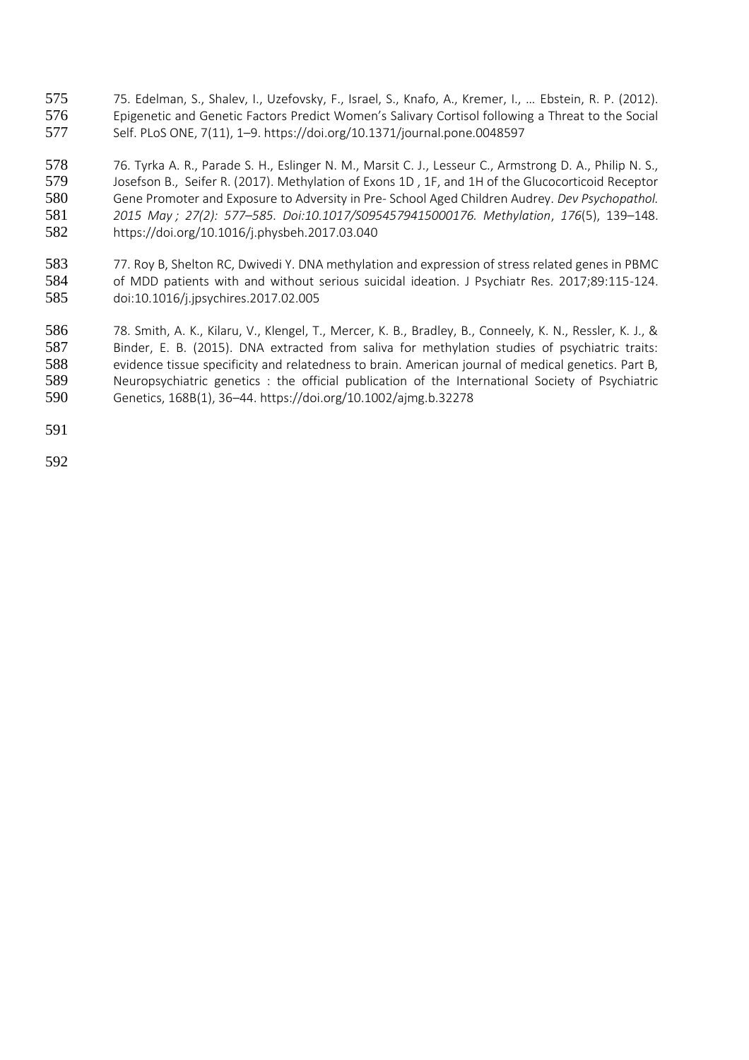75. Edelman, S., Shalev, I., Uzefovsky, F., Israel, S., Knafo, A., Kremer, I., … Ebstein, R. P. (2012). Epigenetic and Genetic Factors Predict Women's Salivary Cortisol following a Threat to the Social Self. PLoS ONE, 7(11), 1–9. https://doi.org/10.1371/journal.pone.0048597

76. Tyrka A. R., Parade S. H., Eslinger N. M., Marsit C. J., Lesseur C., Armstrong D. A., Philip N. S., Josefson B., Seifer R. (2017). Methylation of Exons 1D , 1F, and 1H of the Glucocorticoid Receptor Gene Promoter and Exposure to Adversity in Pre- School Aged Children Audrey. *Dev Psychopathol. 2015 May ; 27(2): 577–585. Doi:10.1017/S0954579415000176. Methylation*, *176*(5), 139–148. https://doi.org/10.1016/j.physbeh.2017.03.040

77. Roy B, Shelton RC, Dwivedi Y. DNA methylation and expression of stress related genes in PBMC of MDD patients with and without serious suicidal ideation. J Psychiatr Res. 2017;89:115-124. doi:10.1016/j.jpsychires.2017.02.005

78. Smith, A. K., Kilaru, V., Klengel, T., Mercer, K. B., Bradley, B., Conneely, K. N., Ressler, K. J., & Binder, E. B. (2015). DNA extracted from saliva for methylation studies of psychiatric traits: evidence tissue specificity and relatedness to brain. American journal of medical genetics. Part B, Neuropsychiatric genetics : the official publication of the International Society of Psychiatric Genetics, 168B(1), 36–44. https://doi.org/10.1002/ajmg.b.32278